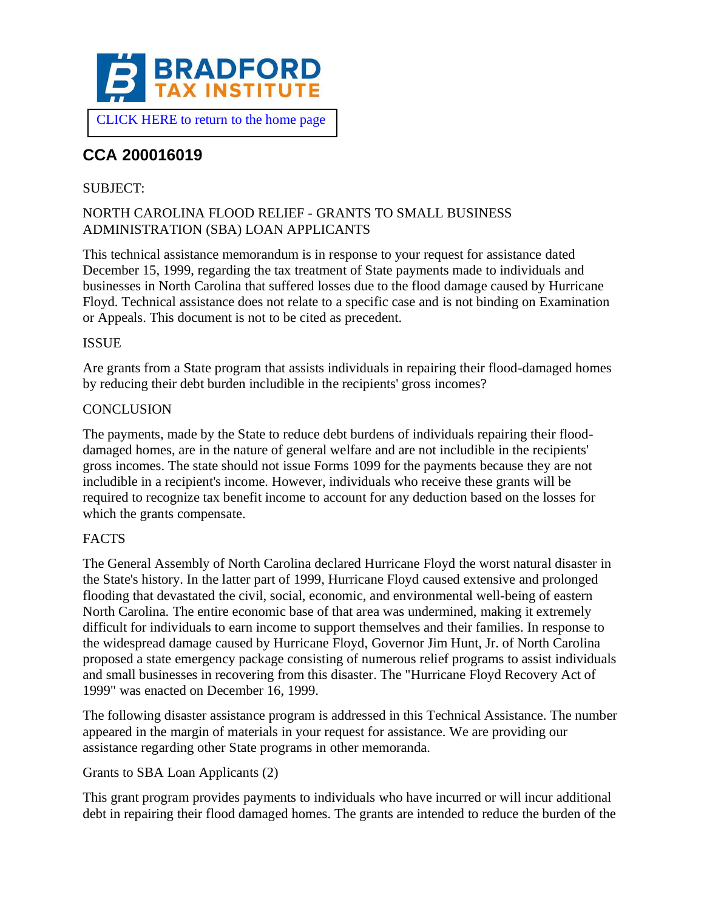# BRADFORD TAX INSTITUTE

CLICK HERE to return to the home page

## CCA 200016019

SUBJECT:

NORTH CAROLINA FLOOD RELIEF - GRANTS TO SMALL BUSINESS ADMINISTRATION (SBA) LOAN APPLICANTS

This technical assistance memorandum is in response to your request for assistance dated December 15, 1999, regarding the tax treatment of State payments made to individuals and businesses in North Carolina that suffered losses due to the flood damage caused by Hurricane Floyd. Technical assistance does not relate to a specific case and is not binding on Examination or Appeals. This document is not to be cited as precedent.

ISSUE

Are grants from a State program that assists individuals in repairing their flood-damaged homes by reducing their debt burden includible in the recipients' gross incomes?

CONCLUSION

The payments, made by the State to reduce debt burdens of individuals repairing their flood-damaged homes, are in the nature of general welfare and are not includible in the recipients' gross incomes. The state should not issue Forms 1099 for the payments because they are not includible in a recipient's income. However, individuals who receive these grants will be required to recognize tax benefit income to account for any deduction based on the losses for which the grants compensate.

FACTS

The General Assembly of North Carolina declared Hurricane Floyd the worst natural disaster in the State's history. In the latter part of 1999, Hurricane Floyd caused extensive and prolonged flooding that devastated the civil, social, economic, and environmental well-being of eastern North Carolina. The entire economic base of that area was undermined, making it extremely difficult for individuals to earn income to support themselves and their families. In response to the widespread damage caused by Hurricane Floyd, Governor Jim Hunt, Jr. of North Carolina proposed a state emergency package consisting of numerous relief programs to assist individuals and small businesses in recovering from this disaster. The "Hurricane Floyd Recovery Act of 1999" was enacted on December 16, 1999.

The following disaster assistance program is addressed in this Technical Assistance. The number appeared in the margin of materials in your request for assistance. We are providing our assistance regarding other State programs in other memoranda.

Grants to SBA Loan Applicants (2)

This grant program provides payments to individuals who have incurred or will incur additional debt in repairing their flood damaged homes. The grants are intended to reduce the burden of the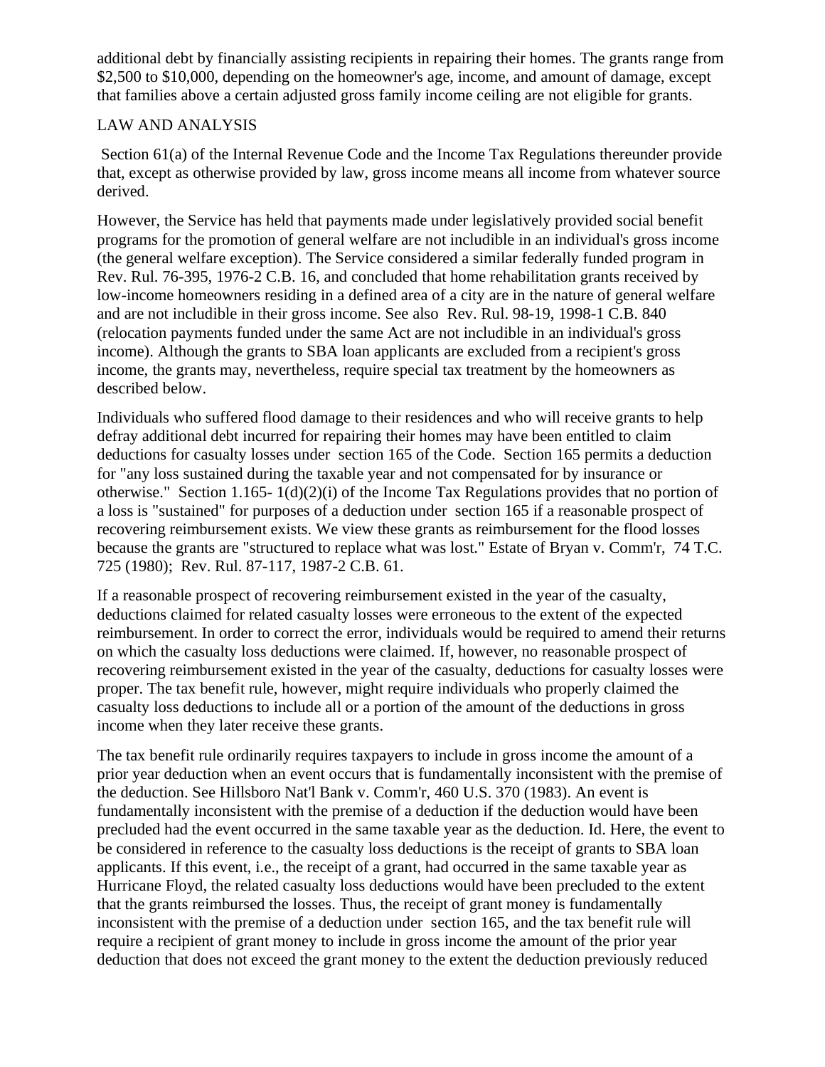additional debt by financially assisting recipients in repairing their homes. The grants range from $2,500 to $10,000, depending on the homeowner's age, income, and amount of damage, except that families above a certain adjusted gross family income ceiling are not eligible for grants.

## LAW AND ANALYSIS

Section 61(a) of the Internal Revenue Code and the Income Tax Regulations thereunder provide that, except as otherwise provided by law, gross income means all income from whatever source derived.

However, the Service has held that payments made under legislatively provided social benefit programs for the promotion of general welfare are not includible in an individual's gross income (the general welfare exception). The Service considered a similar federally funded program in Rev. Rul. 76-395, 1976-2 C.B. 16, and concluded that home rehabilitation grants received by low-income homeowners residing in a defined area of a city are in the nature of general welfare and are not includible in their gross income. See also Rev. Rul. 98-19, 1998-1 C.B. 840 (relocation payments funded under the same Act are not includible in an individual's gross income). Although the grants to SBA loan applicants are excluded from a recipient's gross income, the grants may, nevertheless, require special tax treatment by the homeowners as described below.

Individuals who suffered flood damage to their residences and who will receive grants to help defray additional debt incurred for repairing their homes may have been entitled to claim deductions for casualty losses under section 165 of the Code. Section 165 permits a deduction for "any loss sustained during the taxable year and not compensated for by insurance or otherwise." Section 1.165- 1(d)(2)(i) of the Income Tax Regulations provides that no portion of a loss is "sustained" for purposes of a deduction under section 165 if a reasonable prospect of recovering reimbursement exists. We view these grants as reimbursement for the flood losses because the grants are "structured to replace what was lost." Estate of Bryan v. Comm'r, 74 T.C. 725 (1980); Rev. Rul. 87-117, 1987-2 C.B. 61.

If a reasonable prospect of recovering reimbursement existed in the year of the casualty, deductions claimed for related casualty losses were erroneous to the extent of the expected reimbursement. In order to correct the error, individuals would be required to amend their returns on which the casualty loss deductions were claimed. If, however, no reasonable prospect of recovering reimbursement existed in the year of the casualty, deductions for casualty losses were proper. The tax benefit rule, however, might require individuals who properly claimed the casualty loss deductions to include all or a portion of the amount of the deductions in gross income when they later receive these grants.

The tax benefit rule ordinarily requires taxpayers to include in gross income the amount of a prior year deduction when an event occurs that is fundamentally inconsistent with the premise of the deduction. See Hillsboro Nat'l Bank v. Comm'r, 460 U.S. 370 (1983). An event is fundamentally inconsistent with the premise of a deduction if the deduction would have been precluded had the event occurred in the same taxable year as the deduction. Id. Here, the event to be considered in reference to the casualty loss deductions is the receipt of grants to SBA loan applicants. If this event, i.e., the receipt of a grant, had occurred in the same taxable year as Hurricane Floyd, the related casualty loss deductions would have been precluded to the extent that the grants reimbursed the losses. Thus, the receipt of grant money is fundamentally inconsistent with the premise of a deduction under section 165, and the tax benefit rule will require a recipient of grant money to include in gross income the amount of the prior year deduction that does not exceed the grant money to the extent the deduction previously reduced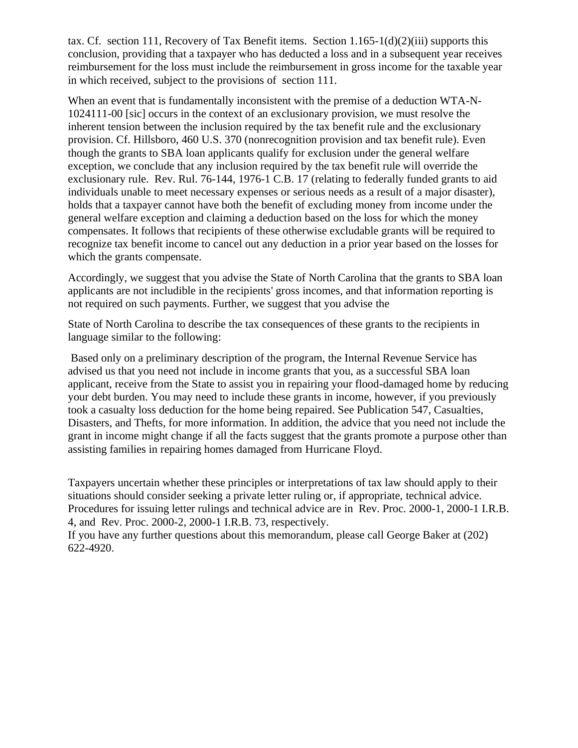tax. Cf. section 111, Recovery of Tax Benefit items. Section 1.165-1(d)(2)(iii) supports this conclusion, providing that a taxpayer who has deducted a loss and in a subsequent year receives reimbursement for the loss must include the reimbursement in gross income for the taxable year in which received, subject to the provisions of section 111.

When an event that is fundamentally inconsistent with the premise of a deduction WTA-N-1024111-00 [sic] occurs in the context of an exclusionary provision, we must resolve the inherent tension between the inclusion required by the tax benefit rule and the exclusionary provision. Cf. Hillsboro, 460 U.S. 370 (nonrecognition provision and tax benefit rule). Even though the grants to SBA loan applicants qualify for exclusion under the general welfare exception, we conclude that any inclusion required by the tax benefit rule will override the exclusionary rule. Rev. Rul. 76-144, 1976-1 C.B. 17 (relating to federally funded grants to aid individuals unable to meet necessary expenses or serious needs as a result of a major disaster), holds that a taxpayer cannot have both the benefit of excluding money from income under the general welfare exception and claiming a deduction based on the loss for which the money compensates. It follows that recipients of these otherwise excludable grants will be required to recognize tax benefit income to cancel out any deduction in a prior year based on the losses for which the grants compensate.

Accordingly, we suggest that you advise the State of North Carolina that the grants to SBA loan applicants are not includible in the recipients' gross incomes, and that information reporting is not required on such payments. Further, we suggest that you advise the

State of North Carolina to describe the tax consequences of these grants to the recipients in language similar to the following:

Based only on a preliminary description of the program, the Internal Revenue Service has advised us that you need not include in income grants that you, as a successful SBA loan applicant, receive from the State to assist you in repairing your flood-damaged home by reducing your debt burden. You may need to include these grants in income, however, if you previously took a casualty loss deduction for the home being repaired. See Publication 547, Casualties, Disasters, and Thefts, for more information. In addition, the advice that you need not include the grant in income might change if all the facts suggest that the grants promote a purpose other than assisting families in repairing homes damaged from Hurricane Floyd.

Taxpayers uncertain whether these principles or interpretations of tax law should apply to their situations should consider seeking a private letter ruling or, if appropriate, technical advice. Procedures for issuing letter rulings and technical advice are in Rev. Proc. 2000-1, 2000-1 I.R.B. 4, and Rev. Proc. 2000-2, 2000-1 I.R.B. 73, respectively.

If you have any further questions about this memorandum, please call George Baker at (202) 622-4920.